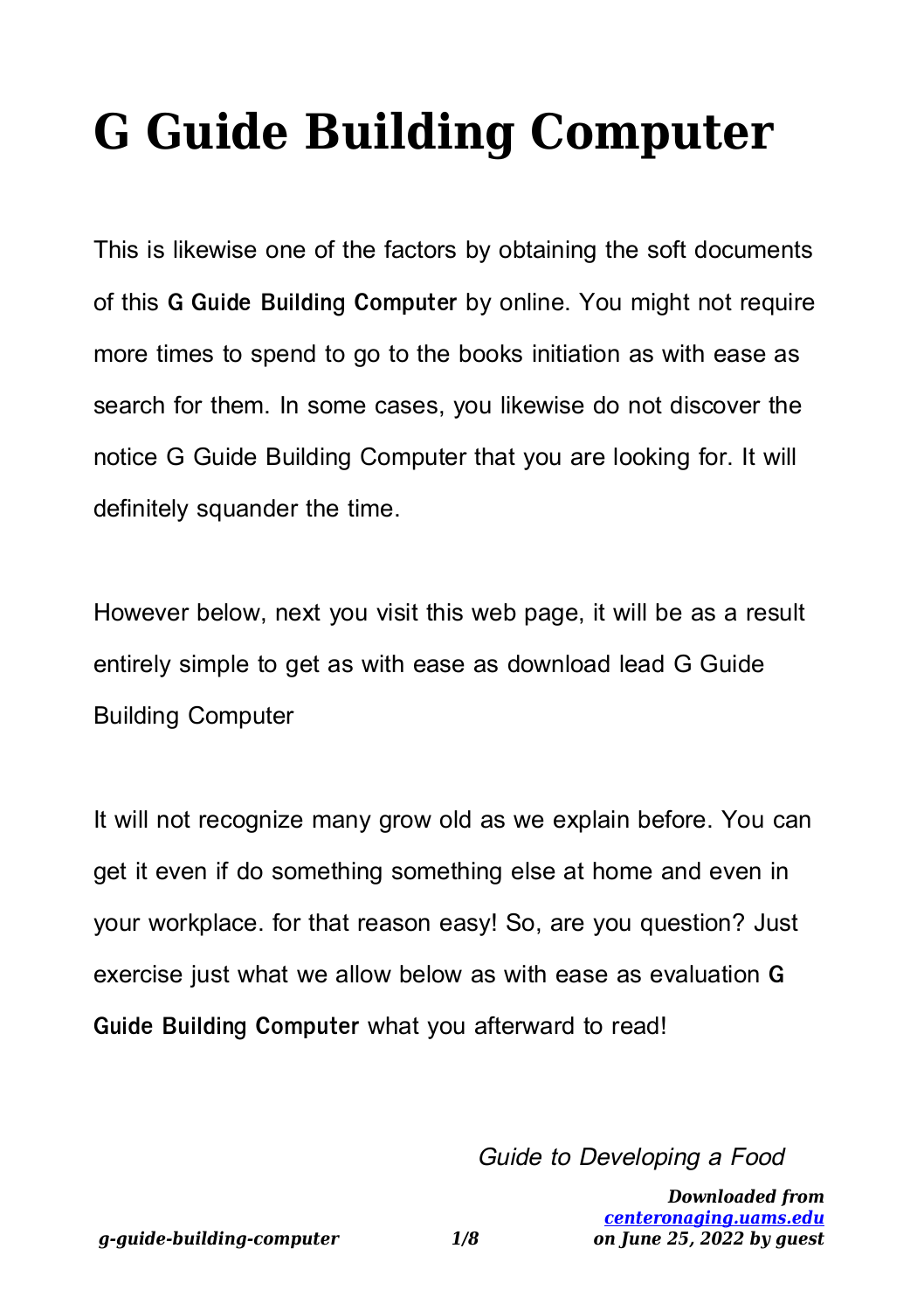# G Guide Building Computer

This is likewise one of the factors by obtaining the soft documents of this **G Guide Building Computer** by online. You might not require more times to spend to go to the books initiation as with ease as search for them. In some cases, you likewise do not discover the notice G Guide Building Computer that you are looking for. It will definitely squander the time.

However below, next you visit this web page, it will be as a result entirely simple to get as with ease as download lead G Guide Building Computer

It will not recognize many grow old as we explain before. You can get it even if do something something else at home and even in your workplace. for that reason easy! So, are you question? Just exercise just what we allow below as with ease as evaluation **G Guide Building Computer** what you afterward to read!

*Guide to Developing a Food*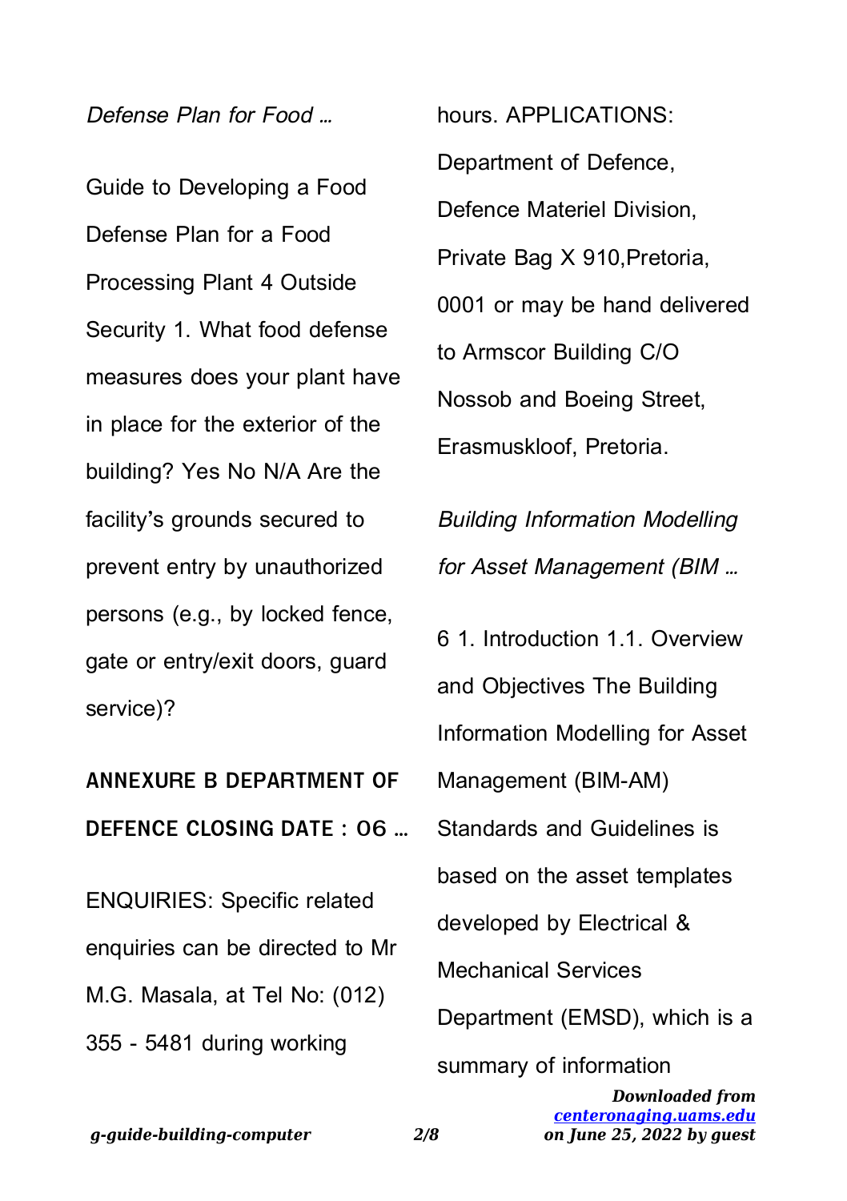*Defense Plan for Food …*

Guide to Developing a Food Defense Plan for a Food Processing Plant 4 Outside Security 1. What food defense measures does your plant have in place for the exterior of the building? Yes No N/A Are the facility's grounds secured to prevent entry by unauthorized persons (e.g., by locked fence, gate or entry/exit doors, guard service)?

**ANNEXURE B DEPARTMENT OF DEFENCE CLOSING DATE : 06 …**

ENQUIRIES: Specific related enquiries can be directed to Mr M.G. Masala, at Tel No: (012) 355 - 5481 during working hours. APPLICATIONS: Department of Defence, Defence Materiel Division, Private Bag X 910,Pretoria, 0001 or may be hand delivered to Armscor Building C/O Nossob and Boeing Street, Erasmuskloof, Pretoria.

*Building Information Modelling for Asset Management (BIM …*

6 1. Introduction 1.1. Overview and Objectives The Building Information Modelling for Asset Management (BIM-AM) Standards and Guidelines is based on the asset templates developed by Electrical & Mechanical Services Department (EMSD), which is a summary of information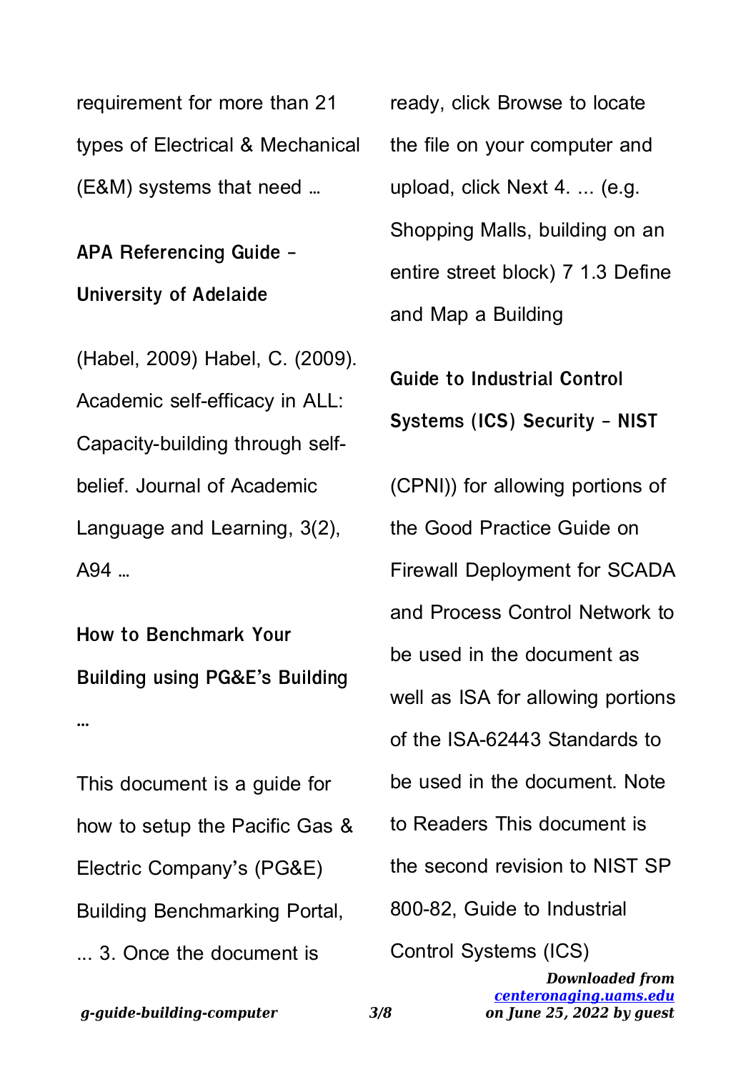requirement for more than 21 types of Electrical & Mechanical (E&M) systems that need …

## APA Referencing Guide - University of Adelaide

(Habel, 2009) Habel, C. (2009). Academic self-efficacy in ALL: Capacity-building through self-belief. Journal of Academic Language and Learning, 3(2), A94 …

## How to Benchmark Your Building using PG&E's Building …

This document is a guide for how to setup the Pacific Gas & Electric Company's (PG&E) Building Benchmarking Portal, ... 3. Once the document is ready, click Browse to locate the file on your computer and upload, click Next 4. ... (e.g. Shopping Malls, building on an entire street block) 7 1.3 Define and Map a Building

## Guide to Industrial Control Systems (ICS) Security - NIST

(CPNI)) for allowing portions of the Good Practice Guide on Firewall Deployment for SCADA and Process Control Network to be used in the document as well as ISA for allowing portions of the ISA-62443 Standards to be used in the document. Note to Readers This document is the second revision to NIST SP 800-82, Guide to Industrial Control Systems (ICS)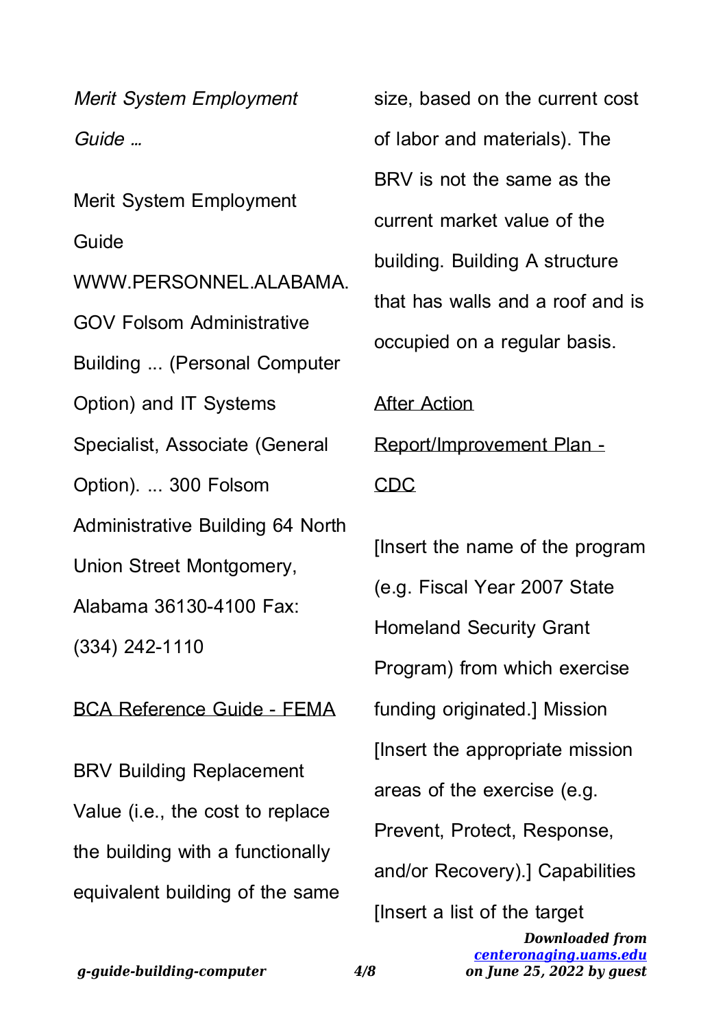*Merit System Employment Guide …*

Merit System Employment Guide WWW.PERSONNEL.ALABAMA. GOV Folsom Administrative Building ... (Personal Computer Option) and IT Systems Specialist, Associate (General Option). ... 300 Folsom Administrative Building 64 North Union Street Montgomery, Alabama 36130-4100 Fax: (334) 242-1110

BCA Reference Guide - FEMA

BRV Building Replacement Value (i.e., the cost to replace the building with a functionally equivalent building of the same size, based on the current cost of labor and materials). The BRV is not the same as the current market value of the building. Building A structure that has walls and a roof and is occupied on a regular basis.

After Action Report/Improvement Plan - CDC

[Insert the name of the program (e.g. Fiscal Year 2007 State Homeland Security Grant Program) from which exercise funding originated.] Mission [Insert the appropriate mission areas of the exercise (e.g. Prevent, Protect, Response, and/or Recovery).] Capabilities [Insert a list of the target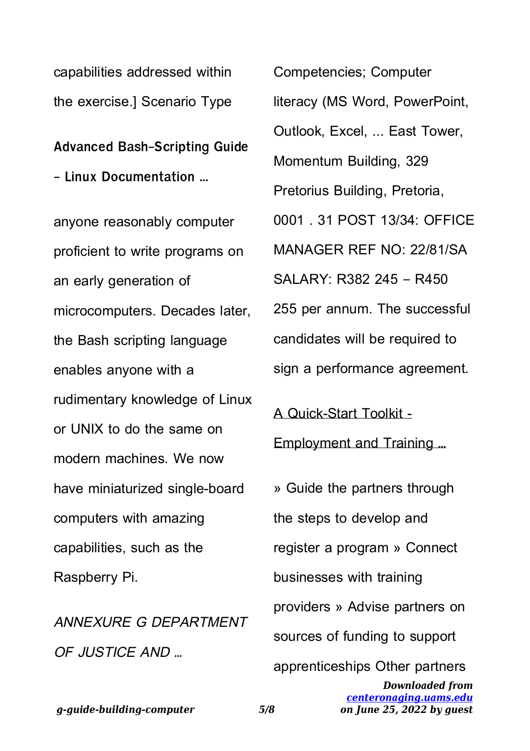capabilities addressed within the exercise.] Scenario Type

**Advanced Bash-Scripting Guide - Linux Documentation …**

anyone reasonably computer proficient to write programs on an early generation of microcomputers. Decades later, the Bash scripting language enables anyone with a rudimentary knowledge of Linux or UNIX to do the same on modern machines. We now have miniaturized single-board computers with amazing capabilities, such as the Raspberry Pi.

*ANNEXURE G DEPARTMENT OF JUSTICE AND …*

Competencies; Computer literacy (MS Word, PowerPoint, Outlook, Excel, ... East Tower, Momentum Building, 329 Pretorius Building, Pretoria, 0001 . 31 POST 13/34: OFFICE MANAGER REF NO: 22/81/SA SALARY: R382 245 – R450 255 per annum. The successful candidates will be required to sign a performance agreement.

A Quick-Start Toolkit - Employment and Training …

» Guide the partners through the steps to develop and register a program » Connect businesses with training providers » Advise partners on sources of funding to support apprenticeships Other partners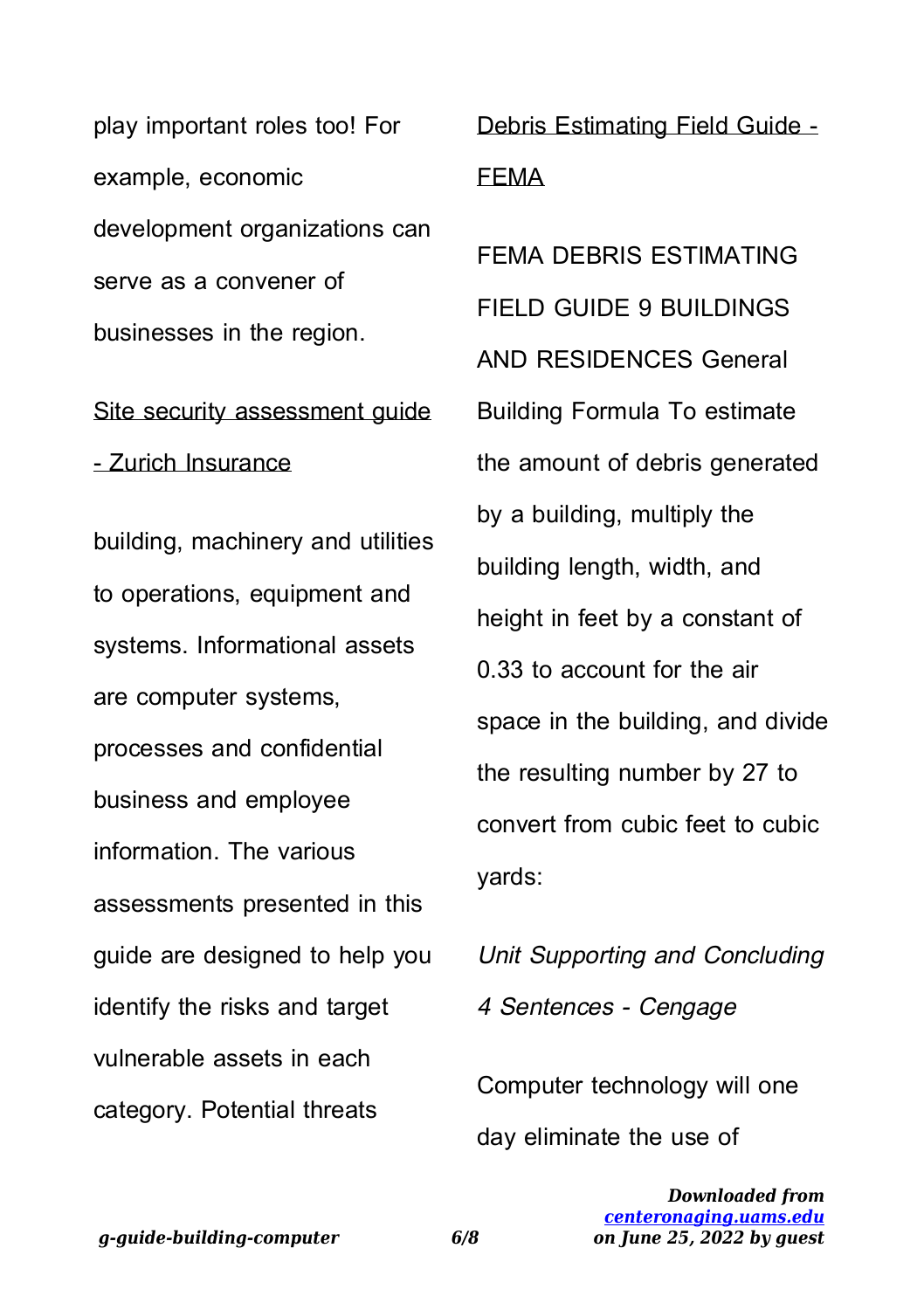play important roles too! For example, economic development organizations can serve as a convener of businesses in the region.

Site security assessment guide - Zurich Insurance

building, machinery and utilities to operations, equipment and systems. Informational assets are computer systems, processes and confidential business and employee information. The various assessments presented in this guide are designed to help you identify the risks and target vulnerable assets in each category. Potential threats

Debris Estimating Field Guide - FEMA

FEMA DEBRIS ESTIMATING FIELD GUIDE 9 BUILDINGS AND RESIDENCES General Building Formula To estimate the amount of debris generated by a building, multiply the building length, width, and height in feet by a constant of 0.33 to account for the air space in the building, and divide the resulting number by 27 to convert from cubic feet to cubic yards:

*Unit Supporting and Concluding 4 Sentences - Cengage*

Computer technology will one day eliminate the use of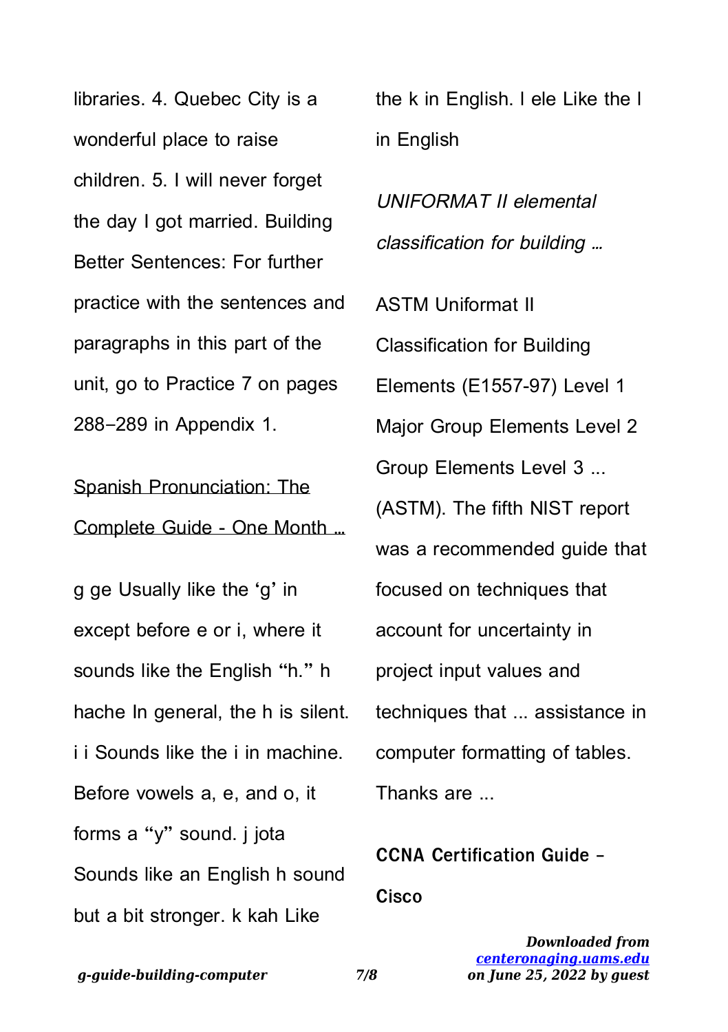libraries. 4. Quebec City is a wonderful place to raise children. 5. I will never forget the day I got married. Building Better Sentences: For further practice with the sentences and paragraphs in this part of the unit, go to Practice 7 on pages 288–289 in Appendix 1.

## Spanish Pronunciation: The Complete Guide - One Month …

g ge Usually like the 'g' in except before e or i, where it sounds like the English "h." h hache In general, the h is silent. i i Sounds like the i in machine. Before vowels a, e, and o, it forms a "y" sound. j jota Sounds like an English h sound but a bit stronger. k kah Like the k in English. l ele Like the l in English

## *UNIFORMAT II elemental classification for building …*

ASTM Uniformat II Classification for Building Elements (E1557-97) Level 1 Major Group Elements Level 2 Group Elements Level 3 ... (ASTM). The fifth NIST report was a recommended guide that focused on techniques that account for uncertainty in project input values and techniques that ... assistance in computer formatting of tables. Thanks are ...

## **CCNA Certification Guide - Cisco**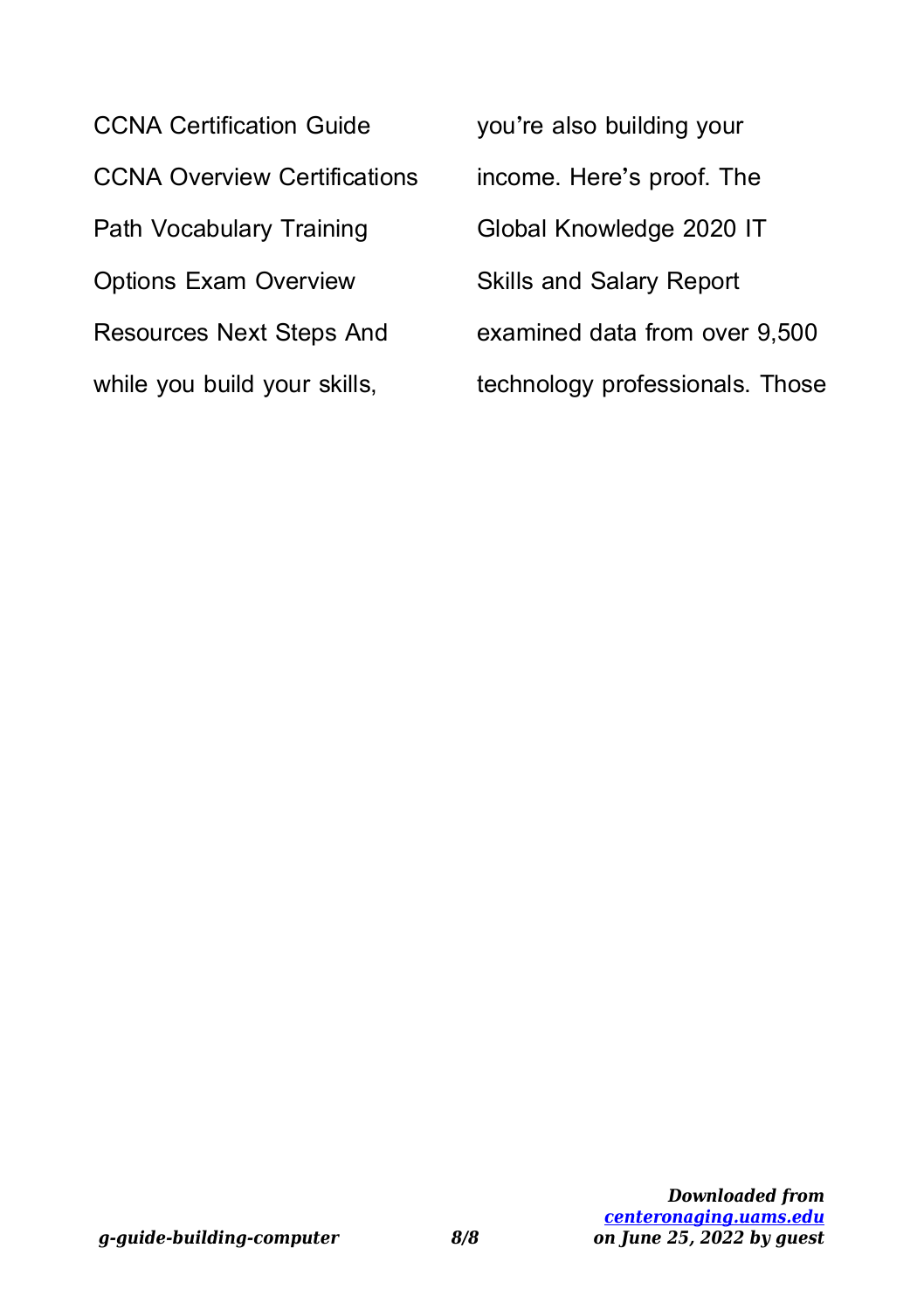CCNA Certification Guide CCNA Overview Certifications Path Vocabulary Training Options Exam Overview Resources Next Steps And while you build your skills, you're also building your income. Here's proof. The Global Knowledge 2020 IT Skills and Salary Report examined data from over 9,500 technology professionals. Those